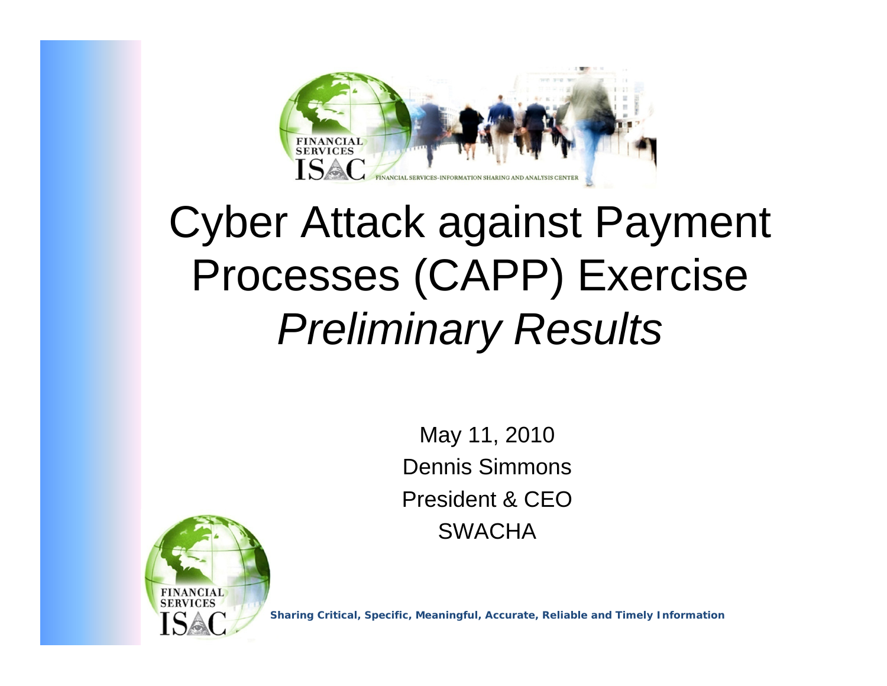# Cyber Attack against Payment Processes (CAPP) Exercise

# *Preliminary Results*

May 11, 2010

Dennis Simmons

President & CEO

SWACHA

**Sharing Critical, Specific, Meaningful, Accurate, Reliable and Timely Information**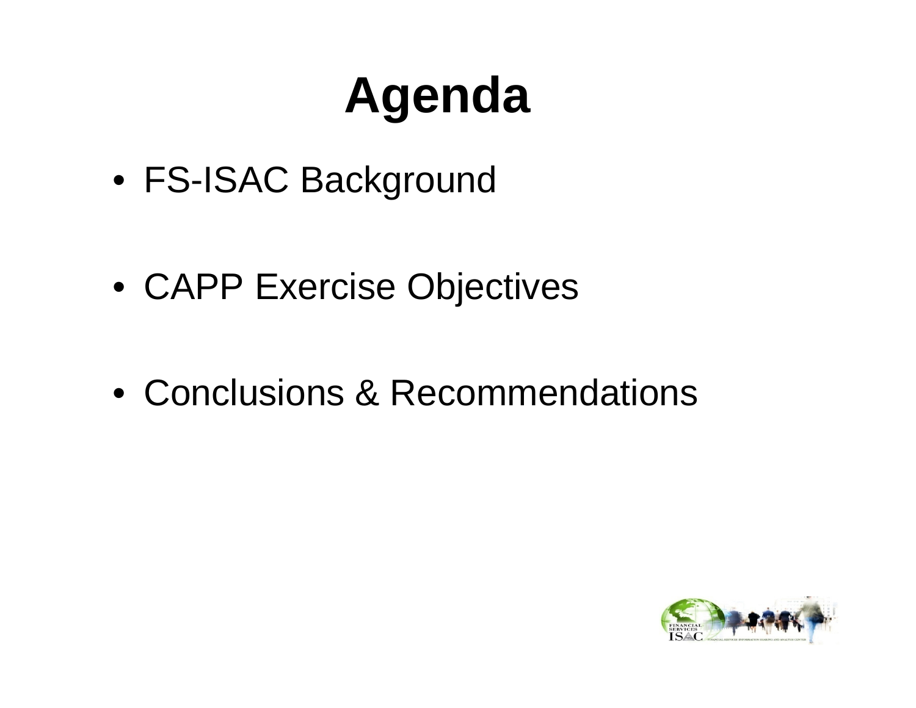# Agenda

- FS-ISAC Background
- CAPP Exercise Objectives
- Conclusions & Recommendations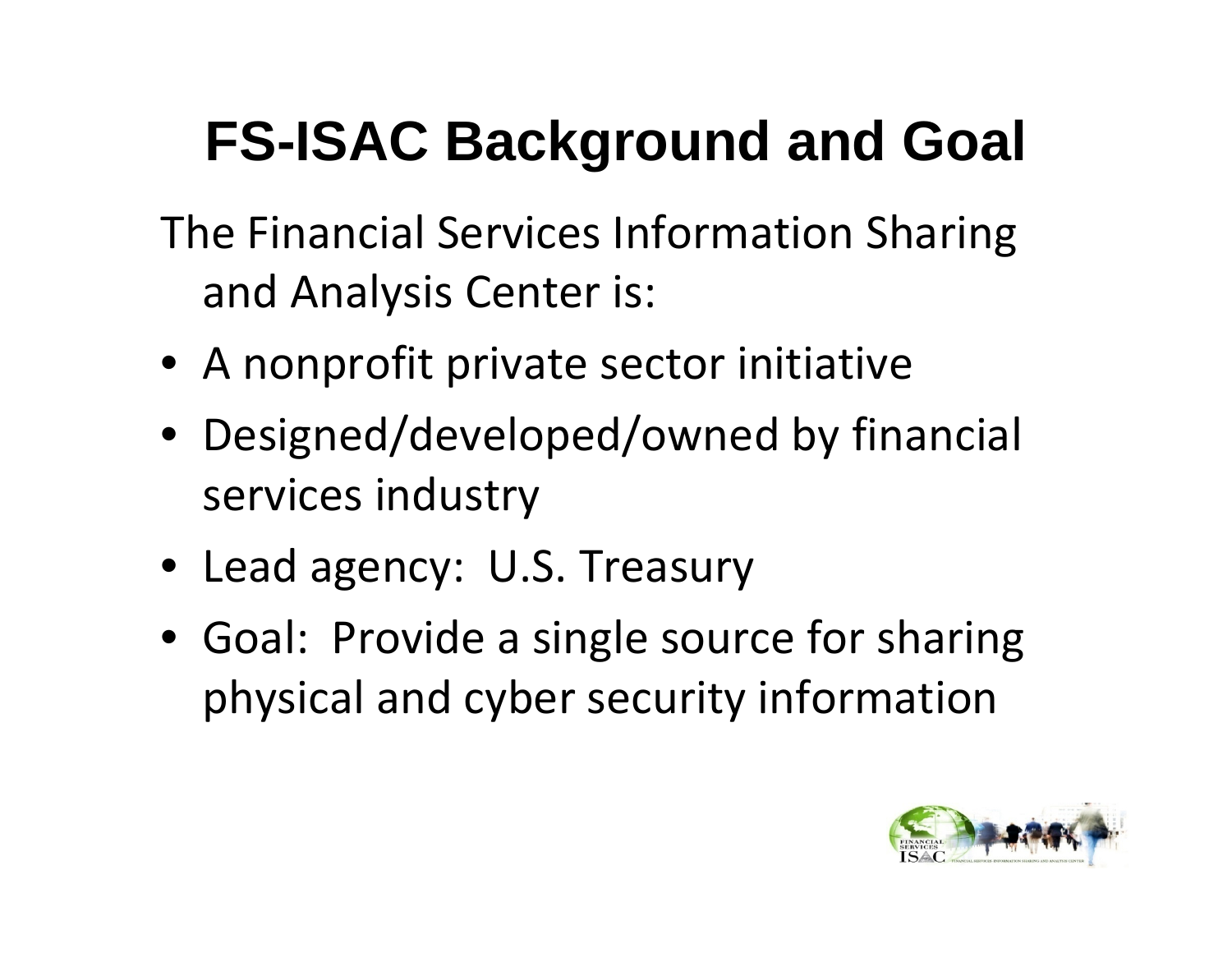# FS-ISAC Background and Goal

The Financial Services Information Sharing and Analysis Center is:

- A nonprofit private sector initiative
- Designed/developed/owned by financial services industry
- Lead agency: U.S. Treasury
- Goal: Provide a single source for sharing physical and cyber security information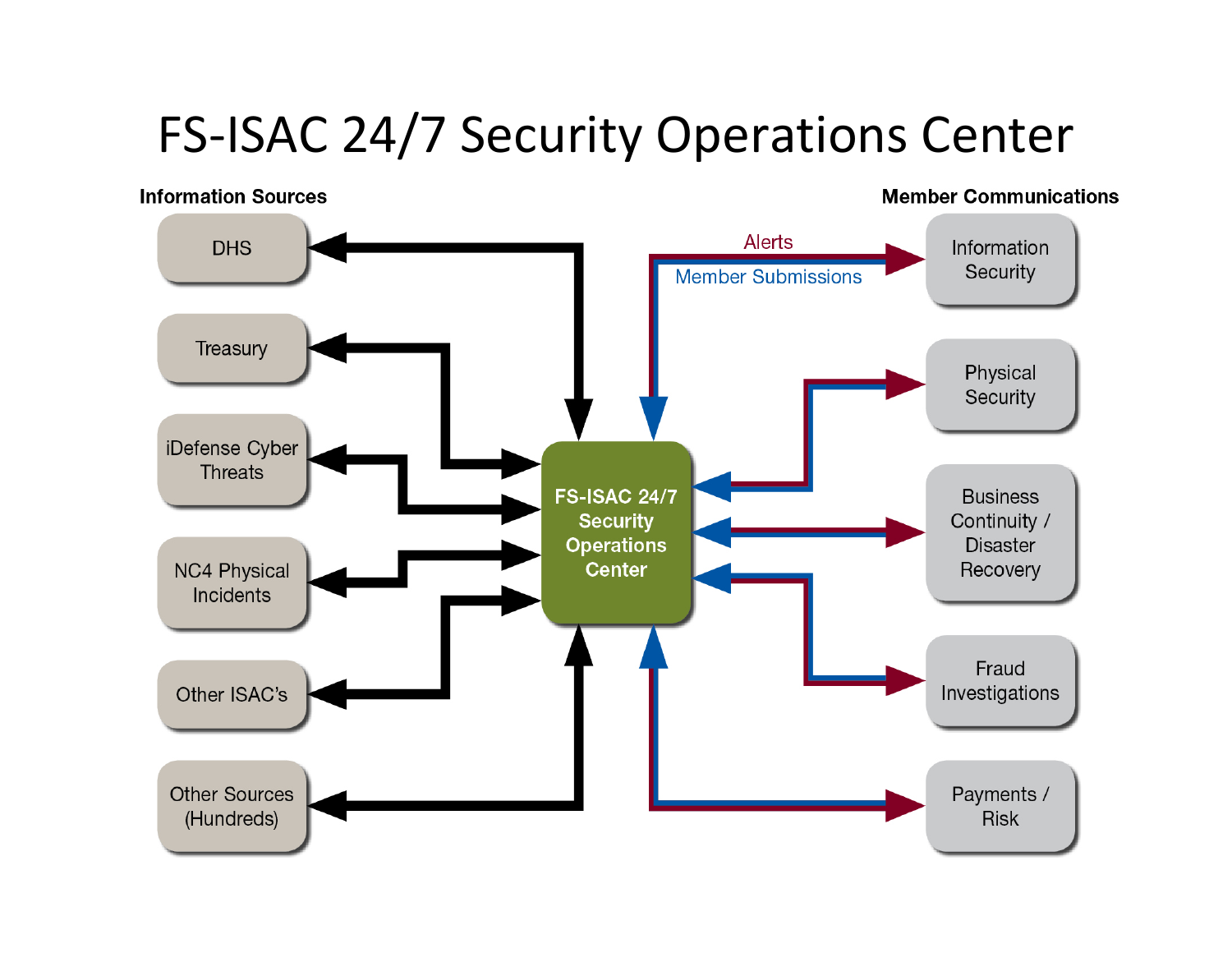# FS-ISAC 24/7 Security Operations Center

**Information Sources**

- DHS
- Treasury
- iDefense Cyber Threats
- NC4 Physical Incidents
- Other ISAC's
- Other Sources (Hundreds)

**FS-ISAC 24/7 Security Operations Center**

Alerts

Member Submissions

**Member Communications**

- Information Security
- Physical Security
- Business Continuity / Disaster Recovery
- Fraud Investigations
- Payments / Risk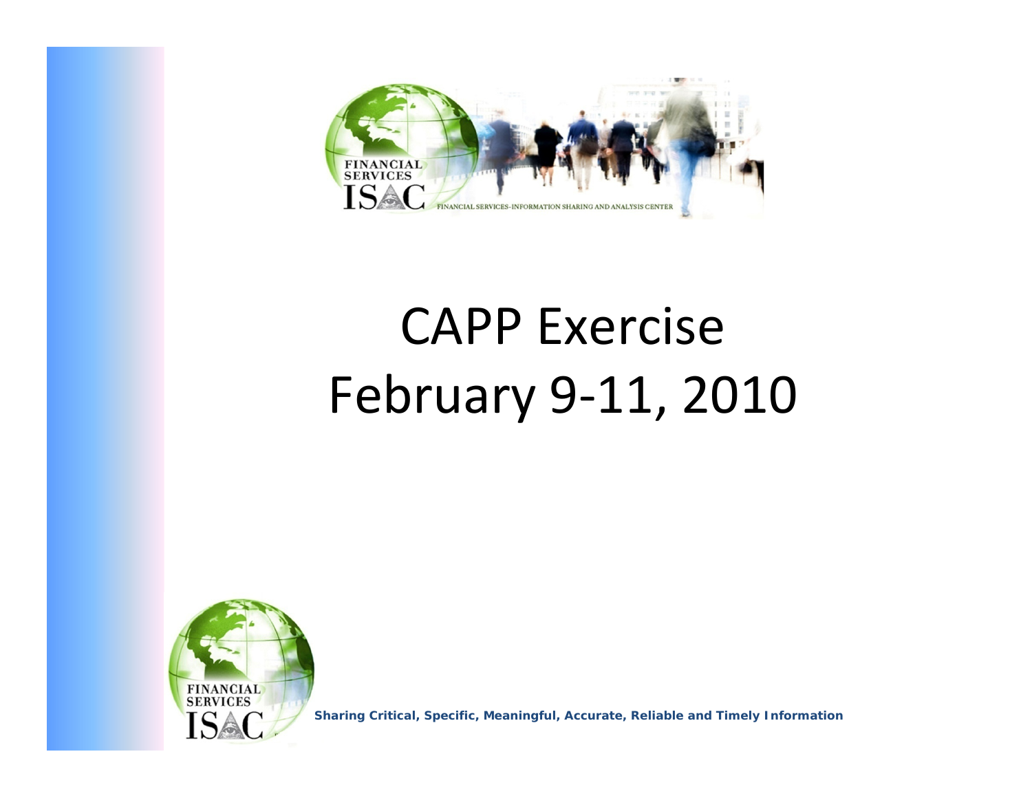# CAPP Exercise February 9-11, 2010

**Sharing Critical, Specific, Meaningful, Accurate, Reliable and Timely Information**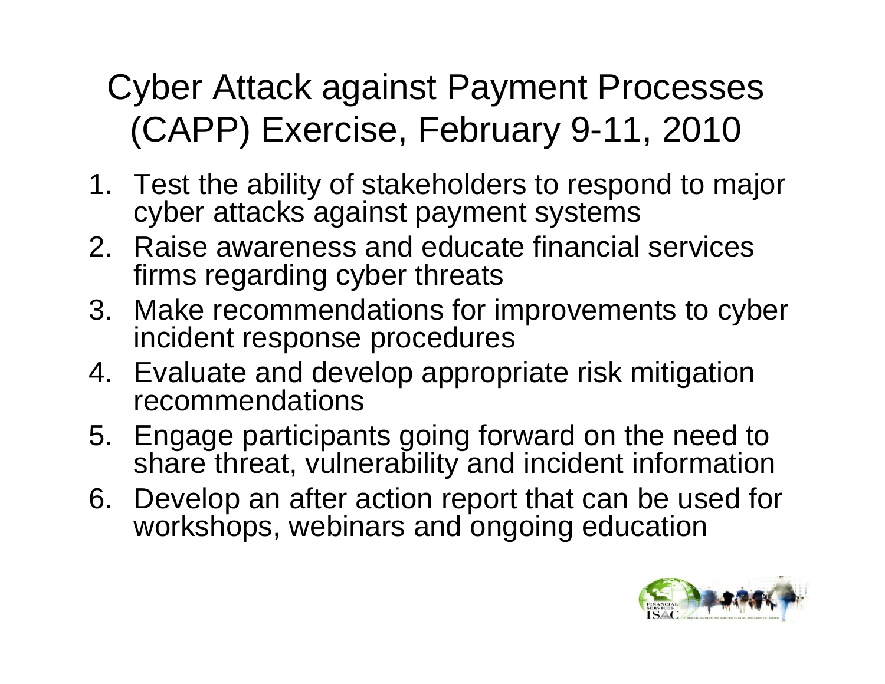# Cyber Attack against Payment Processes (CAPP) Exercise, February 9-11, 2010

1. Test the ability of stakeholders to respond to major cyber attacks against payment systems
2. Raise awareness and educate financial services firms regarding cyber threats
3. Make recommendations for improvements to cyber incident response procedures
4. Evaluate and develop appropriate risk mitigation recommendations
5. Engage participants going forward on the need to share threat, vulnerability and incident information
6. Develop an after action report that can be used for workshops, webinars and ongoing education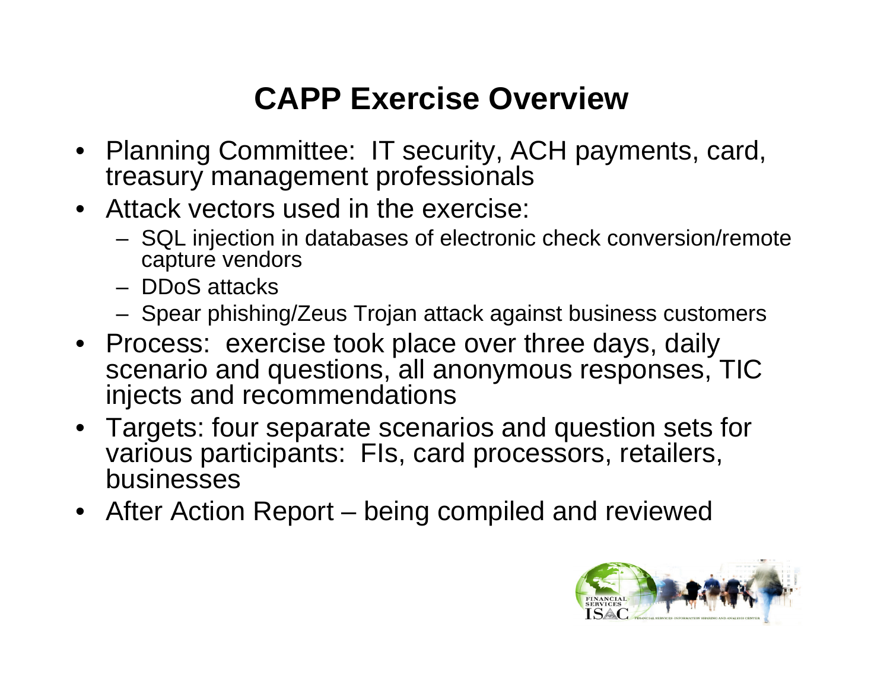# CAPP Exercise Overview

- Planning Committee: IT security, ACH payments, card, treasury management professionals
- Attack vectors used in the exercise:
  - SQL injection in databases of electronic check conversion/remote capture vendors
  - DDoS attacks
  - Spear phishing/Zeus Trojan attack against business customers
- Process: exercise took place over three days, daily scenario and questions, all anonymous responses, TIC injects and recommendations
- Targets: four separate scenarios and question sets for various participants: FIs, card processors, retailers, businesses
- After Action Report – being compiled and reviewed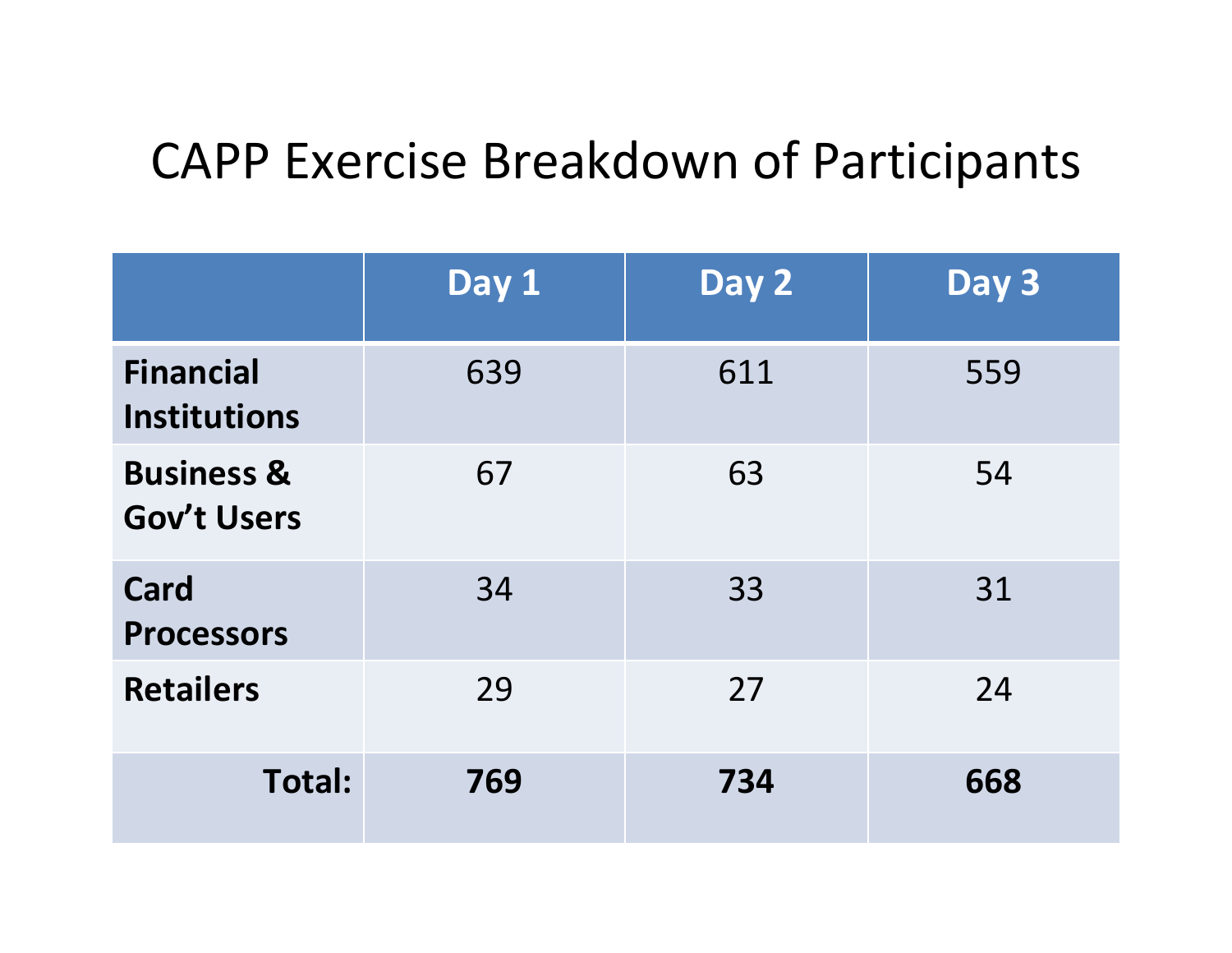# CAPP Exercise Breakdown of Participants

| | Day 1 | Day 2 | Day 3 |
|---|---|---|---|
| **Financial Institutions** | 639 | 611 | 559 |
| **Business & Gov't Users** | 67 | 63 | 54 |
| **Card Processors** | 34 | 33 | 31 |
| **Retailers** | 29 | 27 | 24 |
| **Total:** | **769** | **734** | **668** |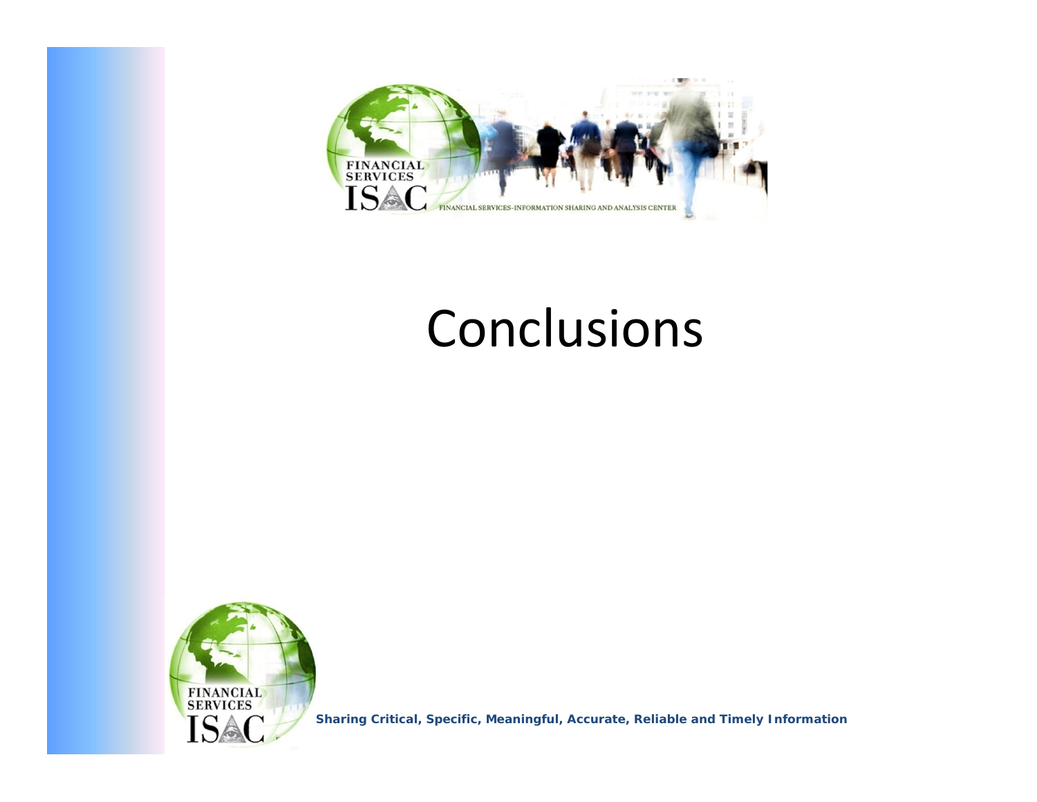# Conclusions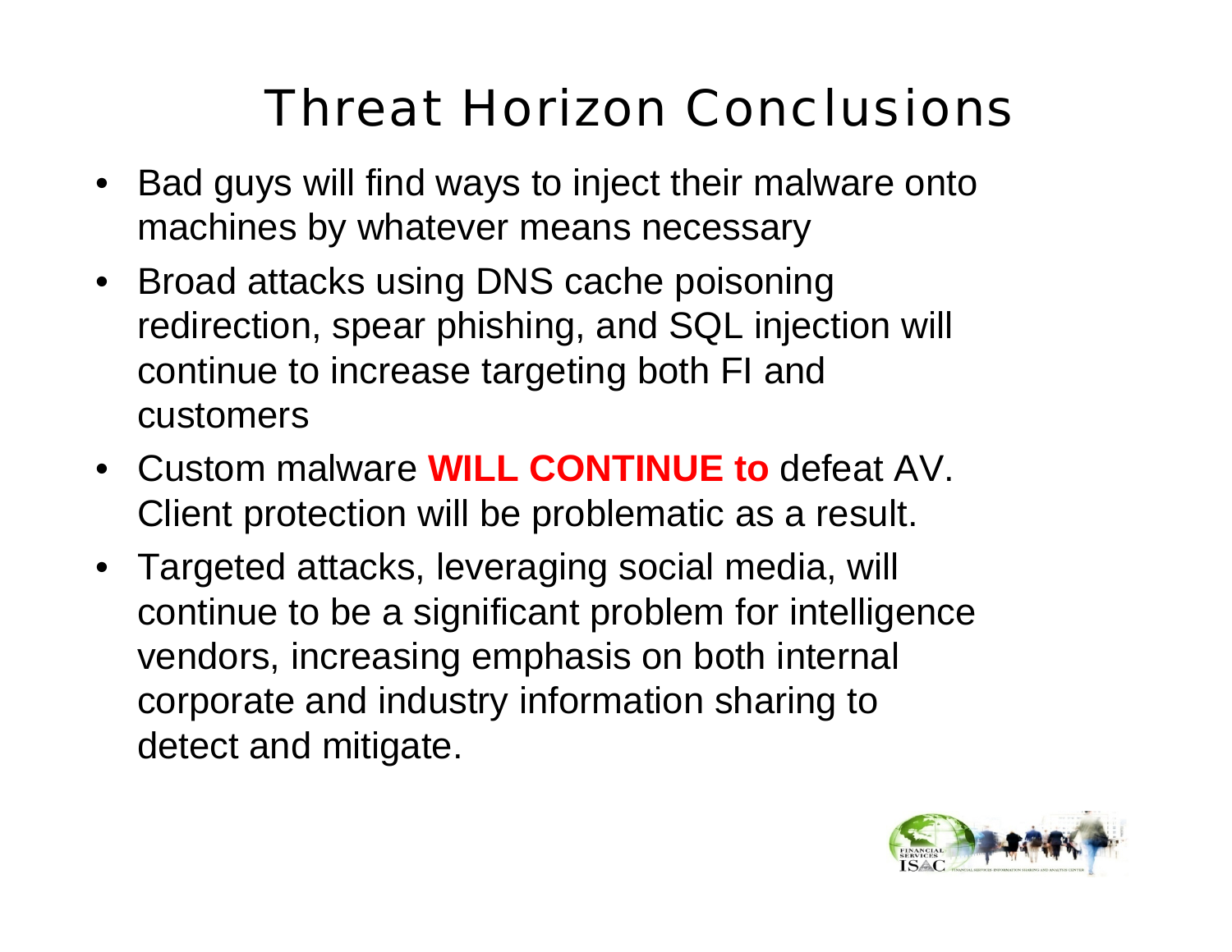# Threat Horizon Conclusions

- Bad guys will find ways to inject their malware onto machines by whatever means necessary
- Broad attacks using DNS cache poisoning redirection, spear phishing, and SQL injection will continue to increase targeting both FI and customers
- Custom malware **WILL CONTINUE to** defeat AV. Client protection will be problematic as a result.
- Targeted attacks, leveraging social media, will continue to be a significant problem for intelligence vendors, increasing emphasis on both internal corporate and industry information sharing to detect and mitigate.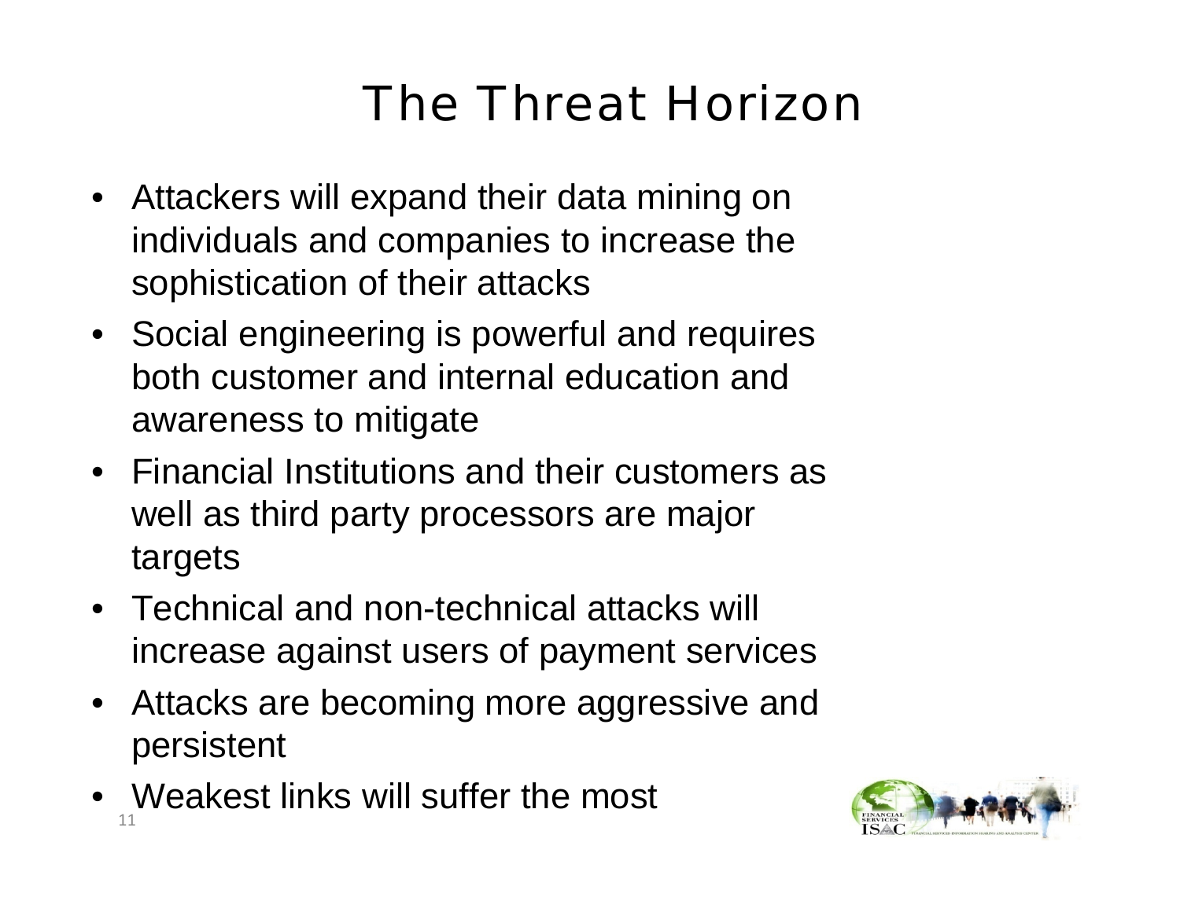# The Threat Horizon

- Attackers will expand their data mining on individuals and companies to increase the sophistication of their attacks
- Social engineering is powerful and requires both customer and internal education and awareness to mitigate
- Financial Institutions and their customers as well as third party processors are major targets
- Technical and non-technical attacks will increase against users of payment services
- Attacks are becoming more aggressive and persistent
- Weakest links will suffer the most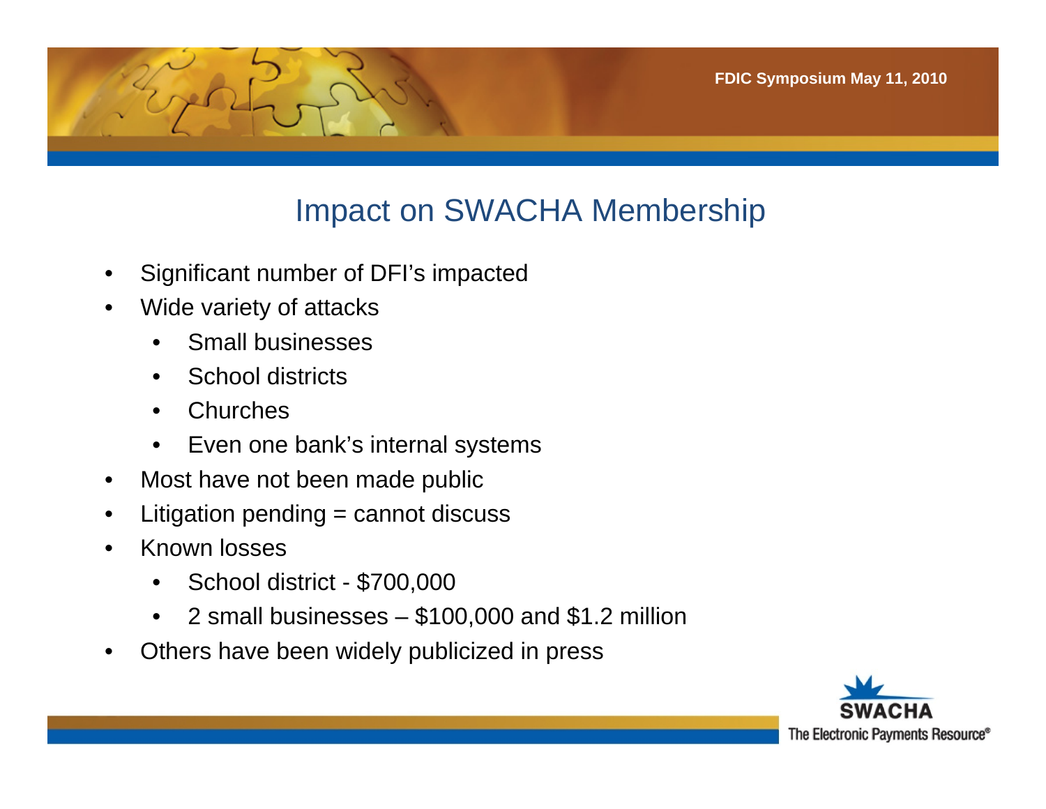## Impact on SWACHA Membership

- Significant number of DFI's impacted
- Wide variety of attacks
  - Small businesses
  - School districts
  - Churches
  - Even one bank's internal systems
- Most have not been made public
- Litigation pending = cannot discuss
- Known losses
  - School district - $700,000
  - 2 small businesses – $100,000 and $1.2 million
- Others have been widely publicized in press